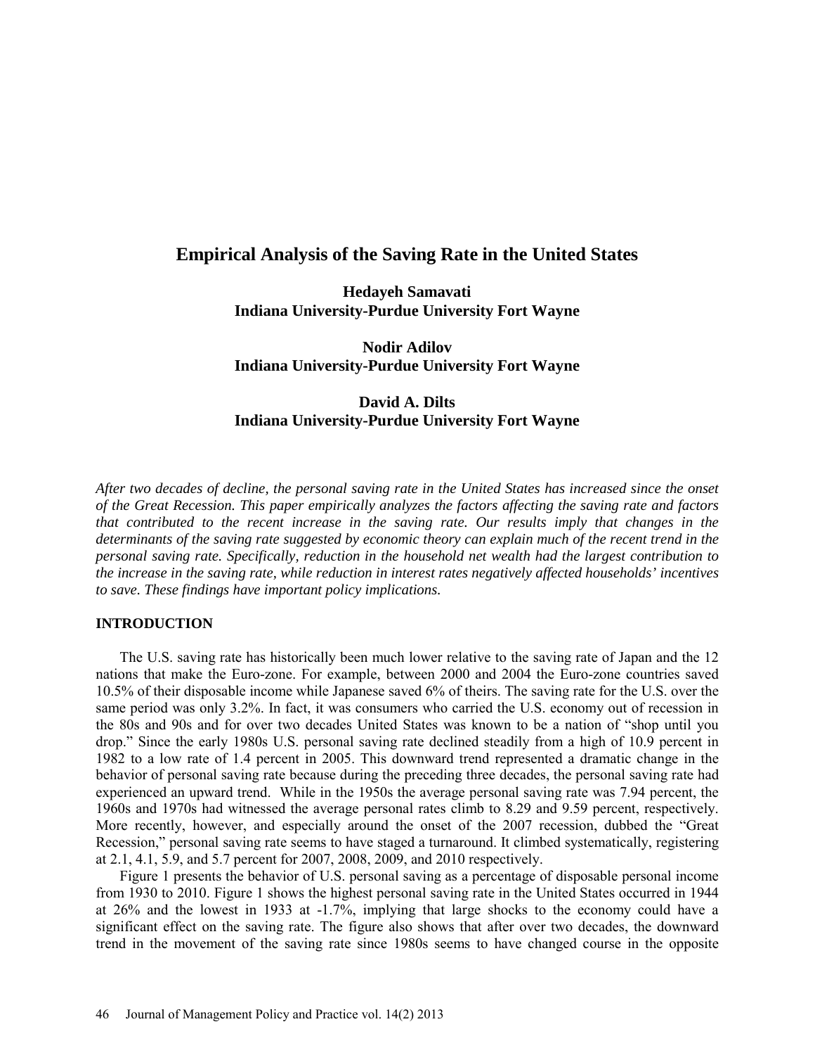# Empirical Analysis of the Saving Rate in the United States

**Hedayeh Samavati**
**Indiana University-Purdue University Fort Wayne**

**Nodir Adilov**
**Indiana University-Purdue University Fort Wayne**

**David A. Dilts**
**Indiana University-Purdue University Fort Wayne**

*After two decades of decline, the personal saving rate in the United States has increased since the onset of the Great Recession. This paper empirically analyzes the factors affecting the saving rate and factors that contributed to the recent increase in the saving rate. Our results imply that changes in the determinants of the saving rate suggested by economic theory can explain much of the recent trend in the personal saving rate. Specifically, reduction in the household net wealth had the largest contribution to the increase in the saving rate, while reduction in interest rates negatively affected households' incentives to save. These findings have important policy implications.*

## INTRODUCTION

The U.S. saving rate has historically been much lower relative to the saving rate of Japan and the 12 nations that make the Euro-zone. For example, between 2000 and 2004 the Euro-zone countries saved 10.5% of their disposable income while Japanese saved 6% of theirs. The saving rate for the U.S. over the same period was only 3.2%. In fact, it was consumers who carried the U.S. economy out of recession in the 80s and 90s and for over two decades United States was known to be a nation of "shop until you drop." Since the early 1980s U.S. personal saving rate declined steadily from a high of 10.9 percent in 1982 to a low rate of 1.4 percent in 2005. This downward trend represented a dramatic change in the behavior of personal saving rate because during the preceding three decades, the personal saving rate had experienced an upward trend. While in the 1950s the average personal saving rate was 7.94 percent, the 1960s and 1970s had witnessed the average personal rates climb to 8.29 and 9.59 percent, respectively. More recently, however, and especially around the onset of the 2007 recession, dubbed the "Great Recession," personal saving rate seems to have staged a turnaround. It climbed systematically, registering at 2.1, 4.1, 5.9, and 5.7 percent for 2007, 2008, 2009, and 2010 respectively.

Figure 1 presents the behavior of U.S. personal saving as a percentage of disposable personal income from 1930 to 2010. Figure 1 shows the highest personal saving rate in the United States occurred in 1944 at 26% and the lowest in 1933 at -1.7%, implying that large shocks to the economy could have a significant effect on the saving rate. The figure also shows that after over two decades, the downward trend in the movement of the saving rate since 1980s seems to have changed course in the opposite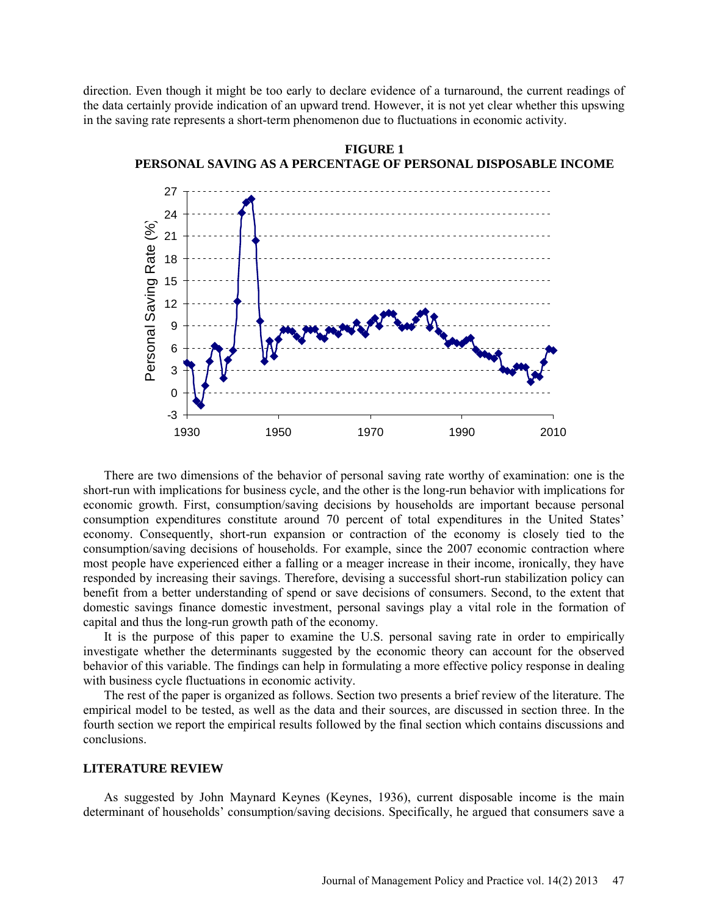direction. Even though it might be too early to declare evidence of a turnaround, the current readings of the data certainly provide indication of an upward trend. However, it is not yet clear whether this upswing in the saving rate represents a short-term phenomenon due to fluctuations in economic activity.

**FIGURE 1**
**PERSONAL SAVING AS A PERCENTAGE OF PERSONAL DISPOSABLE INCOME**

There are two dimensions of the behavior of personal saving rate worthy of examination: one is the short-run with implications for business cycle, and the other is the long-run behavior with implications for economic growth. First, consumption/saving decisions by households are important because personal consumption expenditures constitute around 70 percent of total expenditures in the United States' economy. Consequently, short-run expansion or contraction of the economy is closely tied to the consumption/saving decisions of households. For example, since the 2007 economic contraction where most people have experienced either a falling or a meager increase in their income, ironically, they have responded by increasing their savings. Therefore, devising a successful short-run stabilization policy can benefit from a better understanding of spend or save decisions of consumers. Second, to the extent that domestic savings finance domestic investment, personal savings play a vital role in the formation of capital and thus the long-run growth path of the economy.

It is the purpose of this paper to examine the U.S. personal saving rate in order to empirically investigate whether the determinants suggested by the economic theory can account for the observed behavior of this variable. The findings can help in formulating a more effective policy response in dealing with business cycle fluctuations in economic activity.

The rest of the paper is organized as follows. Section two presents a brief review of the literature. The empirical model to be tested, as well as the data and their sources, are discussed in section three. In the fourth section we report the empirical results followed by the final section which contains discussions and conclusions.

## LITERATURE REVIEW

As suggested by John Maynard Keynes (Keynes, 1936), current disposable income is the main determinant of households' consumption/saving decisions. Specifically, he argued that consumers save a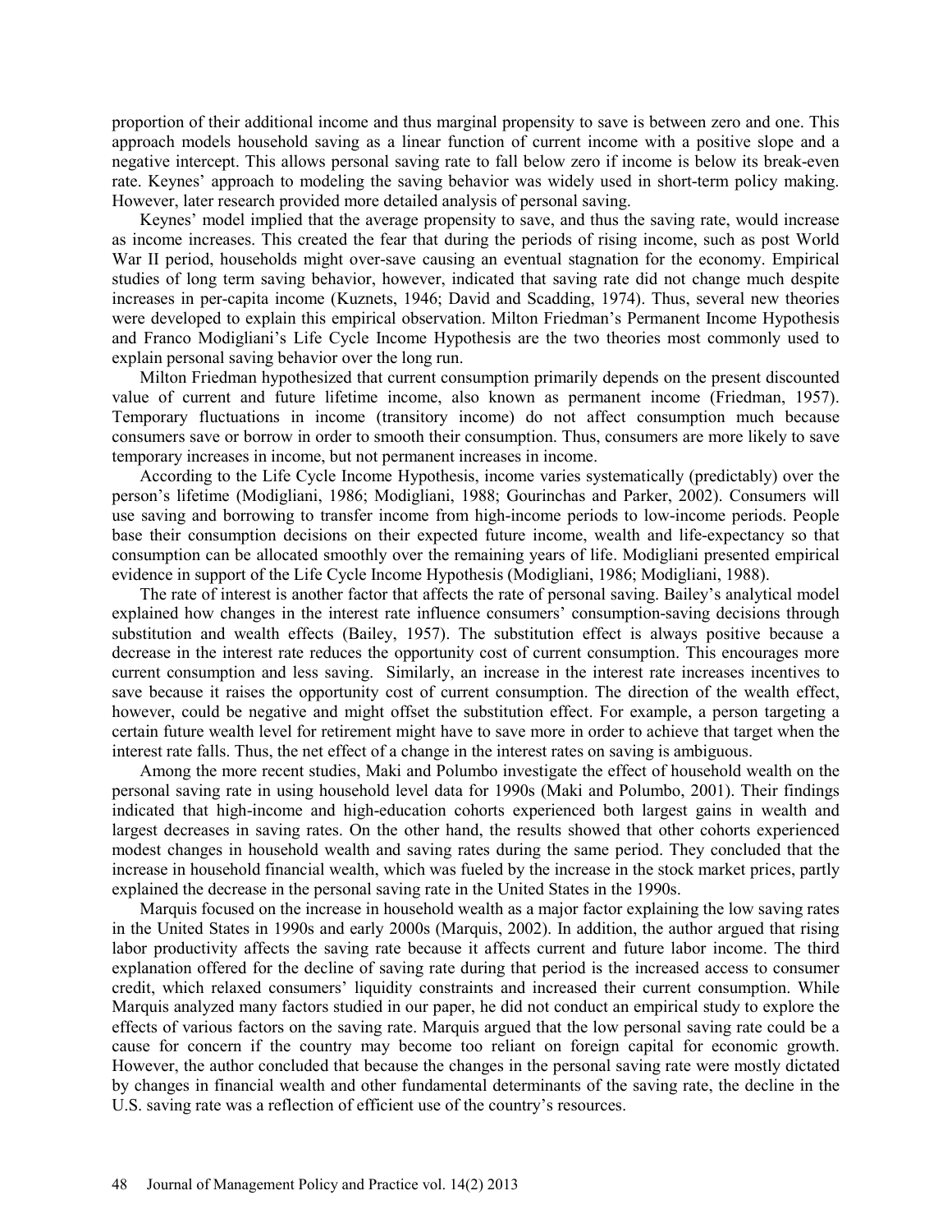proportion of their additional income and thus marginal propensity to save is between zero and one. This approach models household saving as a linear function of current income with a positive slope and a negative intercept. This allows personal saving rate to fall below zero if income is below its break-even rate. Keynes' approach to modeling the saving behavior was widely used in short-term policy making. However, later research provided more detailed analysis of personal saving.

Keynes' model implied that the average propensity to save, and thus the saving rate, would increase as income increases. This created the fear that during the periods of rising income, such as post World War II period, households might over-save causing an eventual stagnation for the economy. Empirical studies of long term saving behavior, however, indicated that saving rate did not change much despite increases in per-capita income (Kuznets, 1946; David and Scadding, 1974). Thus, several new theories were developed to explain this empirical observation. Milton Friedman's Permanent Income Hypothesis and Franco Modigliani's Life Cycle Income Hypothesis are the two theories most commonly used to explain personal saving behavior over the long run.

Milton Friedman hypothesized that current consumption primarily depends on the present discounted value of current and future lifetime income, also known as permanent income (Friedman, 1957). Temporary fluctuations in income (transitory income) do not affect consumption much because consumers save or borrow in order to smooth their consumption. Thus, consumers are more likely to save temporary increases in income, but not permanent increases in income.

According to the Life Cycle Income Hypothesis, income varies systematically (predictably) over the person's lifetime (Modigliani, 1986; Modigliani, 1988; Gourinchas and Parker, 2002). Consumers will use saving and borrowing to transfer income from high-income periods to low-income periods. People base their consumption decisions on their expected future income, wealth and life-expectancy so that consumption can be allocated smoothly over the remaining years of life. Modigliani presented empirical evidence in support of the Life Cycle Income Hypothesis (Modigliani, 1986; Modigliani, 1988).

The rate of interest is another factor that affects the rate of personal saving. Bailey's analytical model explained how changes in the interest rate influence consumers' consumption-saving decisions through substitution and wealth effects (Bailey, 1957). The substitution effect is always positive because a decrease in the interest rate reduces the opportunity cost of current consumption. This encourages more current consumption and less saving. Similarly, an increase in the interest rate increases incentives to save because it raises the opportunity cost of current consumption. The direction of the wealth effect, however, could be negative and might offset the substitution effect. For example, a person targeting a certain future wealth level for retirement might have to save more in order to achieve that target when the interest rate falls. Thus, the net effect of a change in the interest rates on saving is ambiguous.

Among the more recent studies, Maki and Polumbo investigate the effect of household wealth on the personal saving rate in using household level data for 1990s (Maki and Polumbo, 2001). Their findings indicated that high-income and high-education cohorts experienced both largest gains in wealth and largest decreases in saving rates. On the other hand, the results showed that other cohorts experienced modest changes in household wealth and saving rates during the same period. They concluded that the increase in household financial wealth, which was fueled by the increase in the stock market prices, partly explained the decrease in the personal saving rate in the United States in the 1990s.

Marquis focused on the increase in household wealth as a major factor explaining the low saving rates in the United States in 1990s and early 2000s (Marquis, 2002). In addition, the author argued that rising labor productivity affects the saving rate because it affects current and future labor income. The third explanation offered for the decline of saving rate during that period is the increased access to consumer credit, which relaxed consumers' liquidity constraints and increased their current consumption. While Marquis analyzed many factors studied in our paper, he did not conduct an empirical study to explore the effects of various factors on the saving rate. Marquis argued that the low personal saving rate could be a cause for concern if the country may become too reliant on foreign capital for economic growth. However, the author concluded that because the changes in the personal saving rate were mostly dictated by changes in financial wealth and other fundamental determinants of the saving rate, the decline in the U.S. saving rate was a reflection of efficient use of the country's resources.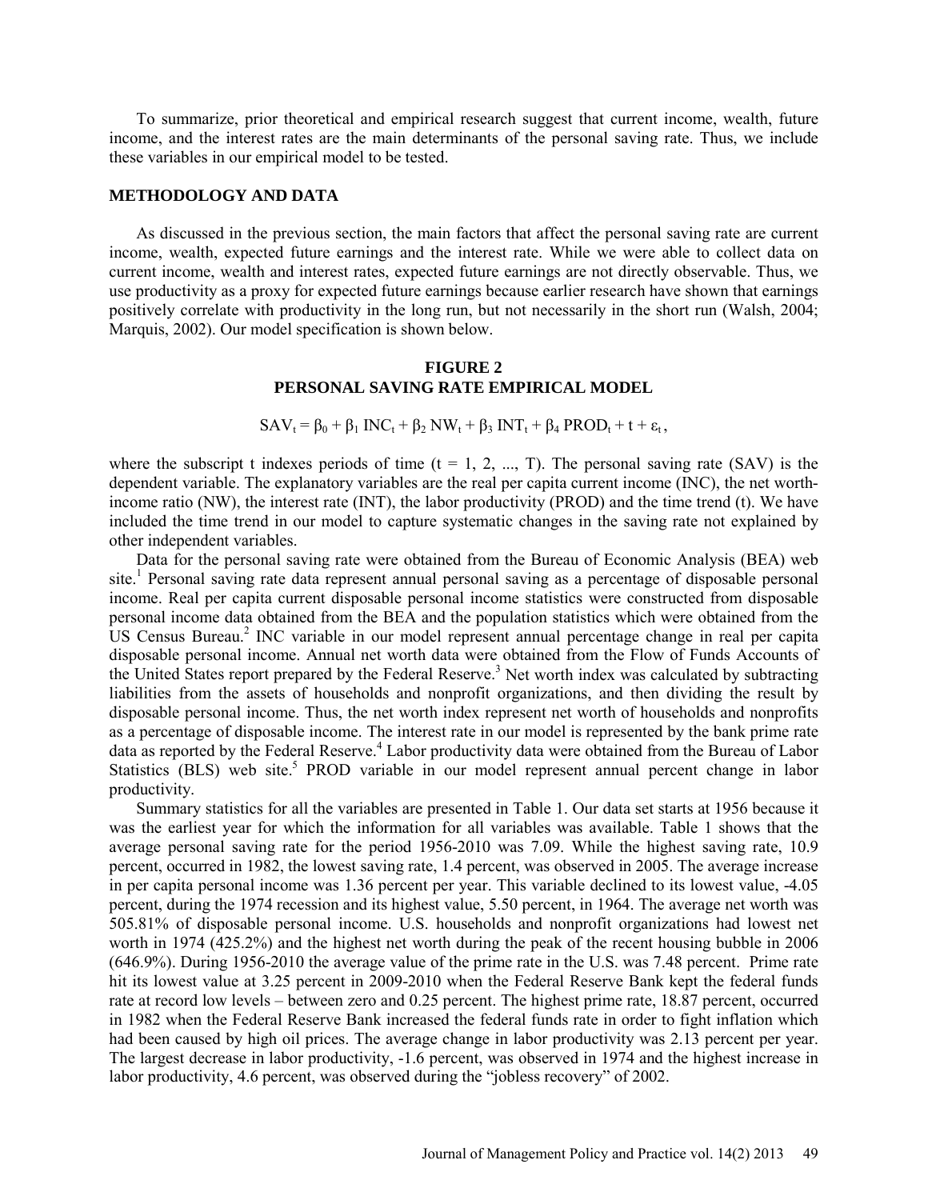To summarize, prior theoretical and empirical research suggest that current income, wealth, future income, and the interest rates are the main determinants of the personal saving rate. Thus, we include these variables in our empirical model to be tested.

## METHODOLOGY AND DATA

As discussed in the previous section, the main factors that affect the personal saving rate are current income, wealth, expected future earnings and the interest rate. While we were able to collect data on current income, wealth and interest rates, expected future earnings are not directly observable. Thus, we use productivity as a proxy for expected future earnings because earlier research have shown that earnings positively correlate with productivity in the long run, but not necessarily in the short run (Walsh, 2004; Marquis, 2002). Our model specification is shown below.

**FIGURE 2**
**PERSONAL SAVING RATE EMPIRICAL MODEL**

$$SAV_t = \beta_0 + \beta_1 \, INC_t + \beta_2 \, NW_t + \beta_3 \, INT_t + \beta_4 \, PROD_t + t + \varepsilon_t \, ,$$

where the subscript t indexes periods of time ($t = 1, 2, ..., T$). The personal saving rate (SAV) is the dependent variable. The explanatory variables are the real per capita current income (INC), the net worth-income ratio (NW), the interest rate (INT), the labor productivity (PROD) and the time trend (t). We have included the time trend in our model to capture systematic changes in the saving rate not explained by other independent variables.

Data for the personal saving rate were obtained from the Bureau of Economic Analysis (BEA) web site.[1] Personal saving rate data represent annual personal saving as a percentage of disposable personal income. Real per capita current disposable personal income statistics were constructed from disposable personal income data obtained from the BEA and the population statistics which were obtained from the US Census Bureau.[2] INC variable in our model represent annual percentage change in real per capita disposable personal income. Annual net worth data were obtained from the Flow of Funds Accounts of the United States report prepared by the Federal Reserve.[3] Net worth index was calculated by subtracting liabilities from the assets of households and nonprofit organizations, and then dividing the result by disposable personal income. Thus, the net worth index represent net worth of households and nonprofits as a percentage of disposable income. The interest rate in our model is represented by the bank prime rate data as reported by the Federal Reserve.[4] Labor productivity data were obtained from the Bureau of Labor Statistics (BLS) web site.[5] PROD variable in our model represent annual percent change in labor productivity.

Summary statistics for all the variables are presented in Table 1. Our data set starts at 1956 because it was the earliest year for which the information for all variables was available. Table 1 shows that the average personal saving rate for the period 1956-2010 was 7.09. While the highest saving rate, 10.9 percent, occurred in 1982, the lowest saving rate, 1.4 percent, was observed in 2005. The average increase in per capita personal income was 1.36 percent per year. This variable declined to its lowest value, -4.05 percent, during the 1974 recession and its highest value, 5.50 percent, in 1964. The average net worth was 505.81% of disposable personal income. U.S. households and nonprofit organizations had lowest net worth in 1974 (425.2%) and the highest net worth during the peak of the recent housing bubble in 2006 (646.9%). During 1956-2010 the average value of the prime rate in the U.S. was 7.48 percent. Prime rate hit its lowest value at 3.25 percent in 2009-2010 when the Federal Reserve Bank kept the federal funds rate at record low levels – between zero and 0.25 percent. The highest prime rate, 18.87 percent, occurred in 1982 when the Federal Reserve Bank increased the federal funds rate in order to fight inflation which had been caused by high oil prices. The average change in labor productivity was 2.13 percent per year. The largest decrease in labor productivity, -1.6 percent, was observed in 1974 and the highest increase in labor productivity, 4.6 percent, was observed during the "jobless recovery" of 2002.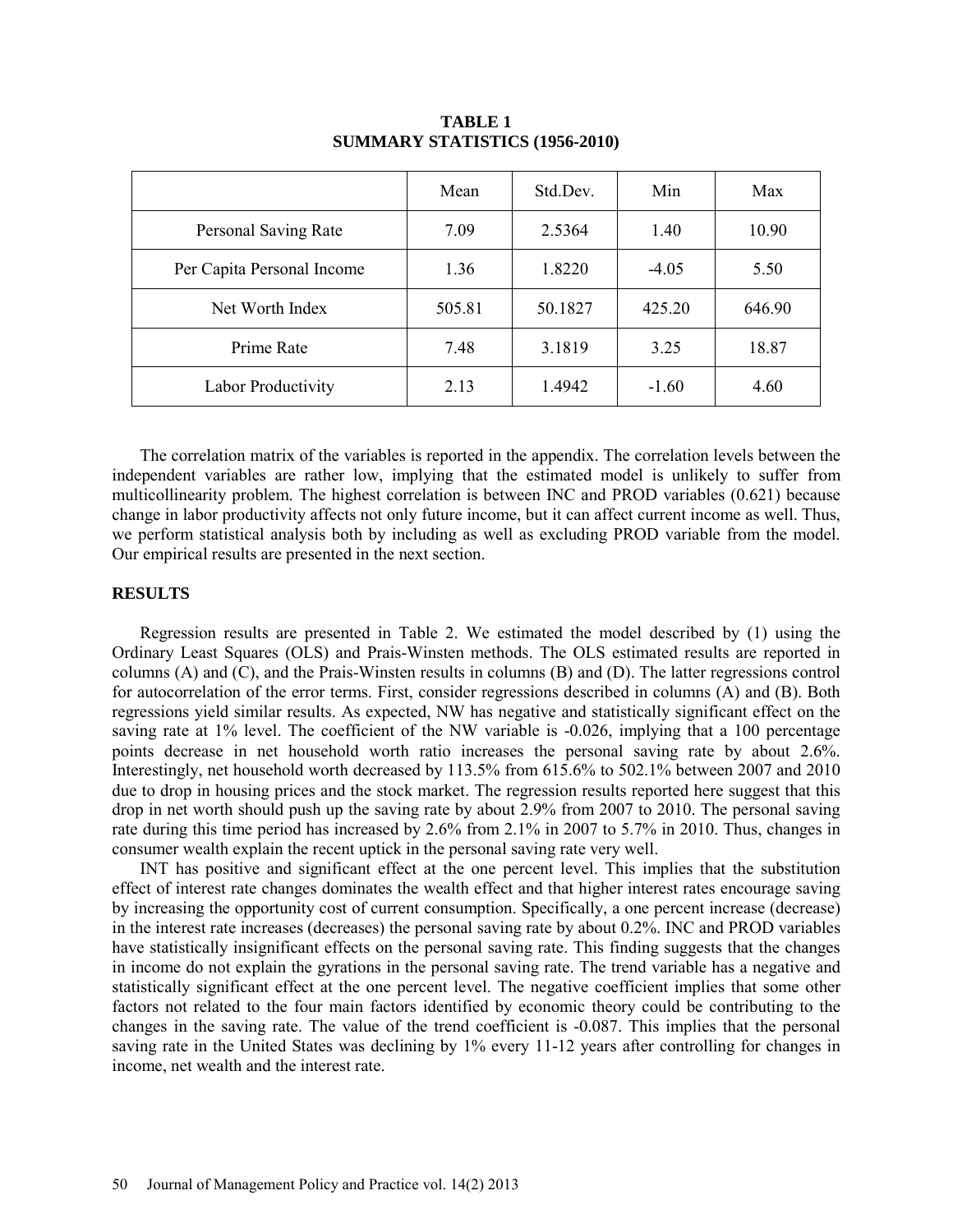**TABLE 1**
**SUMMARY STATISTICS (1956-2010)**

| | Mean | Std.Dev. | Min | Max |
|---|---|---|---|---|
| Personal Saving Rate | 7.09 | 2.5364 | 1.40 | 10.90 |
| Per Capita Personal Income | 1.36 | 1.8220 | -4.05 | 5.50 |
| Net Worth Index | 505.81 | 50.1827 | 425.20 | 646.90 |
| Prime Rate | 7.48 | 3.1819 | 3.25 | 18.87 |
| Labor Productivity | 2.13 | 1.4942 | -1.60 | 4.60 |

The correlation matrix of the variables is reported in the appendix. The correlation levels between the independent variables are rather low, implying that the estimated model is unlikely to suffer from multicollinearity problem. The highest correlation is between INC and PROD variables (0.621) because change in labor productivity affects not only future income, but it can affect current income as well. Thus, we perform statistical analysis both by including as well as excluding PROD variable from the model. Our empirical results are presented in the next section.

## RESULTS

Regression results are presented in Table 2. We estimated the model described by (1) using the Ordinary Least Squares (OLS) and Prais-Winsten methods. The OLS estimated results are reported in columns (A) and (C), and the Prais-Winsten results in columns (B) and (D). The latter regressions control for autocorrelation of the error terms. First, consider regressions described in columns (A) and (B). Both regressions yield similar results. As expected, NW has negative and statistically significant effect on the saving rate at 1% level. The coefficient of the NW variable is -0.026, implying that a 100 percentage points decrease in net household worth ratio increases the personal saving rate by about 2.6%. Interestingly, net household worth decreased by 113.5% from 615.6% to 502.1% between 2007 and 2010 due to drop in housing prices and the stock market. The regression results reported here suggest that this drop in net worth should push up the saving rate by about 2.9% from 2007 to 2010. The personal saving rate during this time period has increased by 2.6% from 2.1% in 2007 to 5.7% in 2010. Thus, changes in consumer wealth explain the recent uptick in the personal saving rate very well.

INT has positive and significant effect at the one percent level. This implies that the substitution effect of interest rate changes dominates the wealth effect and that higher interest rates encourage saving by increasing the opportunity cost of current consumption. Specifically, a one percent increase (decrease) in the interest rate increases (decreases) the personal saving rate by about 0.2%. INC and PROD variables have statistically insignificant effects on the personal saving rate. This finding suggests that the changes in income do not explain the gyrations in the personal saving rate. The trend variable has a negative and statistically significant effect at the one percent level. The negative coefficient implies that some other factors not related to the four main factors identified by economic theory could be contributing to the changes in the saving rate. The value of the trend coefficient is -0.087. This implies that the personal saving rate in the United States was declining by 1% every 11-12 years after controlling for changes in income, net wealth and the interest rate.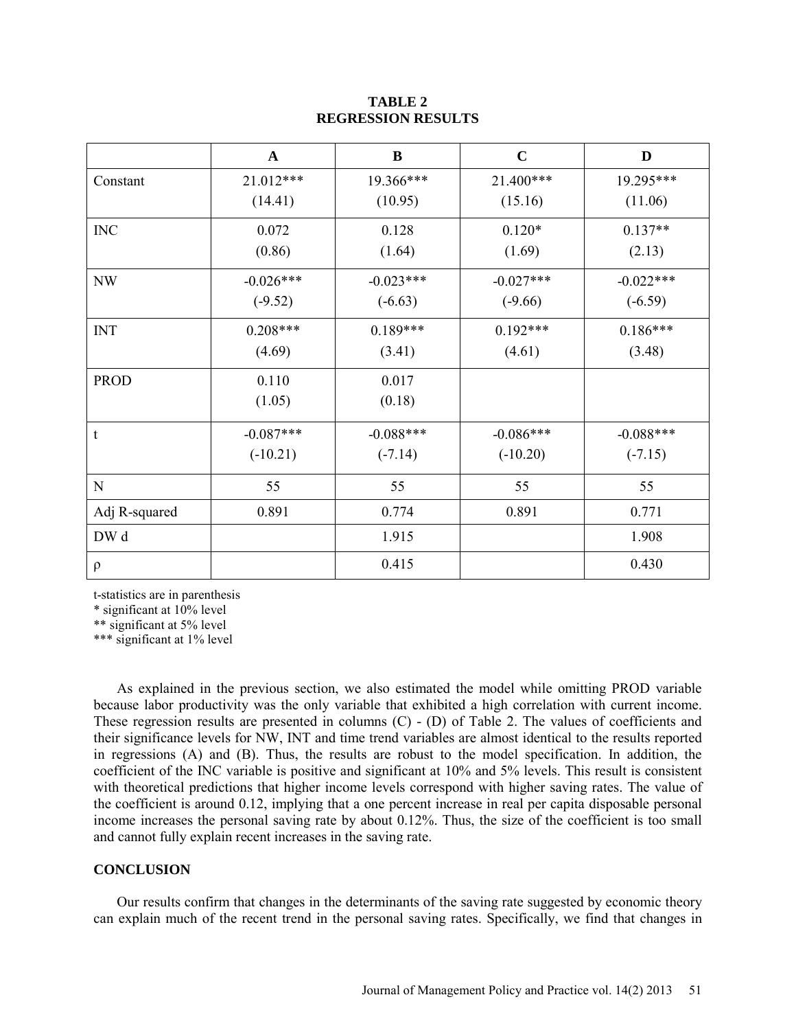**TABLE 2**
**REGRESSION RESULTS**

| | A | B | C | D |
|---|---|---|---|---|
| Constant | 21.012*** (14.41) | 19.366*** (10.95) | 21.400*** (15.16) | 19.295*** (11.06) |
| INC | 0.072 (0.86) | 0.128 (1.64) | 0.120* (1.69) | 0.137** (2.13) |
| NW | -0.026*** (-9.52) | -0.023*** (-6.63) | -0.027*** (-9.66) | -0.022*** (-6.59) |
| INT | 0.208*** (4.69) | 0.189*** (3.41) | 0.192*** (4.61) | 0.186*** (3.48) |
| PROD | 0.110 (1.05) | 0.017 (0.18) | | |
| t | -0.087*** (-10.21) | -0.088*** (-7.14) | -0.086*** (-10.20) | -0.088*** (-7.15) |
| N | 55 | 55 | 55 | 55 |
| Adj R-squared | 0.891 | 0.774 | 0.891 | 0.771 |
| DW d | | 1.915 | | 1.908 |
| ρ | | 0.415 | | 0.430 |

t-statistics are in parenthesis
* significant at 10% level
** significant at 5% level
*** significant at 1% level

As explained in the previous section, we also estimated the model while omitting PROD variable because labor productivity was the only variable that exhibited a high correlation with current income. These regression results are presented in columns (C) - (D) of Table 2. The values of coefficients and their significance levels for NW, INT and time trend variables are almost identical to the results reported in regressions (A) and (B). Thus, the results are robust to the model specification. In addition, the coefficient of the INC variable is positive and significant at 10% and 5% levels. This result is consistent with theoretical predictions that higher income levels correspond with higher saving rates. The value of the coefficient is around 0.12, implying that a one percent increase in real per capita disposable personal income increases the personal saving rate by about 0.12%. Thus, the size of the coefficient is too small and cannot fully explain recent increases in the saving rate.

## CONCLUSION

Our results confirm that changes in the determinants of the saving rate suggested by economic theory can explain much of the recent trend in the personal saving rates. Specifically, we find that changes in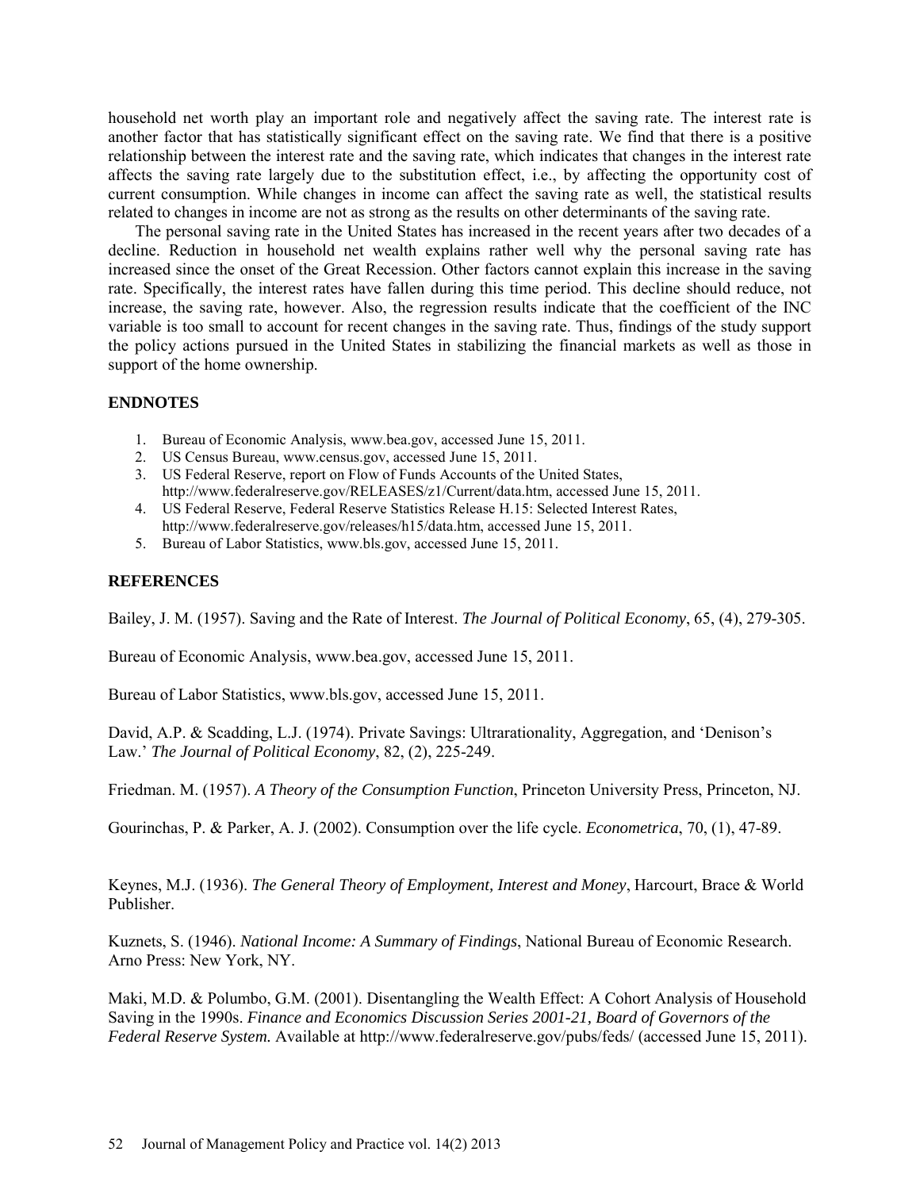household net worth play an important role and negatively affect the saving rate. The interest rate is another factor that has statistically significant effect on the saving rate. We find that there is a positive relationship between the interest rate and the saving rate, which indicates that changes in the interest rate affects the saving rate largely due to the substitution effect, i.e., by affecting the opportunity cost of current consumption. While changes in income can affect the saving rate as well, the statistical results related to changes in income are not as strong as the results on other determinants of the saving rate.

The personal saving rate in the United States has increased in the recent years after two decades of a decline. Reduction in household net wealth explains rather well why the personal saving rate has increased since the onset of the Great Recession. Other factors cannot explain this increase in the saving rate. Specifically, the interest rates have fallen during this time period. This decline should reduce, not increase, the saving rate, however. Also, the regression results indicate that the coefficient of the INC variable is too small to account for recent changes in the saving rate. Thus, findings of the study support the policy actions pursued in the United States in stabilizing the financial markets as well as those in support of the home ownership.

## ENDNOTES

1. Bureau of Economic Analysis, www.bea.gov, accessed June 15, 2011.
2. US Census Bureau, www.census.gov, accessed June 15, 2011.
3. US Federal Reserve, report on Flow of Funds Accounts of the United States, http://www.federalreserve.gov/RELEASES/z1/Current/data.htm, accessed June 15, 2011.
4. US Federal Reserve, Federal Reserve Statistics Release H.15: Selected Interest Rates, http://www.federalreserve.gov/releases/h15/data.htm, accessed June 15, 2011.
5. Bureau of Labor Statistics, www.bls.gov, accessed June 15, 2011.

## REFERENCES

Bailey, J. M. (1957). Saving and the Rate of Interest. *The Journal of Political Economy*, 65, (4), 279-305.

Bureau of Economic Analysis, www.bea.gov, accessed June 15, 2011.

Bureau of Labor Statistics, www.bls.gov, accessed June 15, 2011.

David, A.P. & Scadding, L.J. (1974). Private Savings: Ultrarationality, Aggregation, and 'Denison's Law.' *The Journal of Political Economy*, 82, (2), 225-249.

Friedman. M. (1957). *A Theory of the Consumption Function*, Princeton University Press, Princeton, NJ.

Gourinchas, P. & Parker, A. J. (2002). Consumption over the life cycle. *Econometrica*, 70, (1), 47-89.

Keynes, M.J. (1936). *The General Theory of Employment, Interest and Money*, Harcourt, Brace & World Publisher.

Kuznets, S. (1946). *National Income: A Summary of Findings*, National Bureau of Economic Research. Arno Press: New York, NY.

Maki, M.D. & Polumbo, G.M. (2001). Disentangling the Wealth Effect: A Cohort Analysis of Household Saving in the 1990s. *Finance and Economics Discussion Series 2001-21, Board of Governors of the Federal Reserve System.* Available at http://www.federalreserve.gov/pubs/feds/ (accessed June 15, 2011).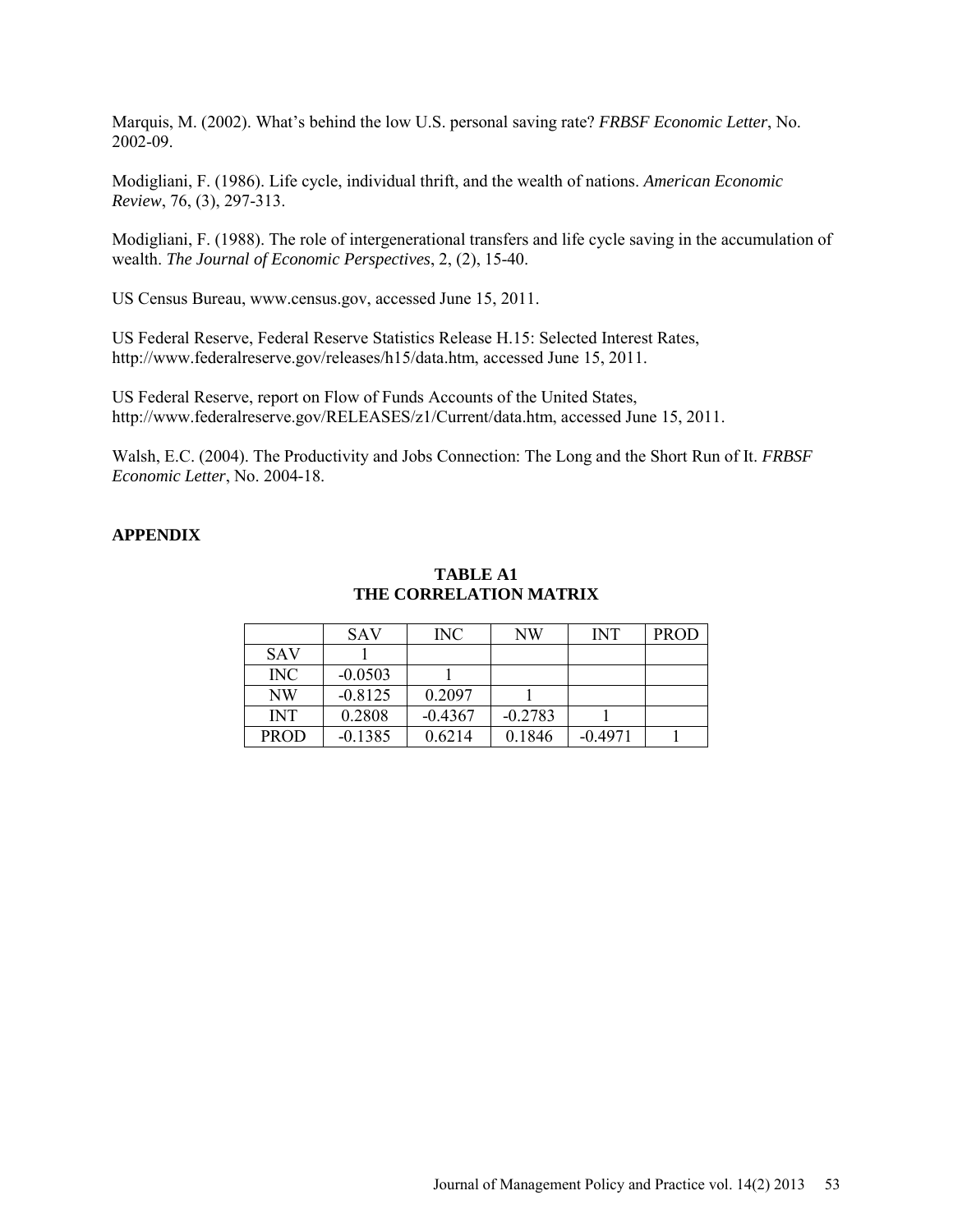Marquis, M. (2002). What's behind the low U.S. personal saving rate? *FRBSF Economic Letter*, No. 2002-09.

Modigliani, F. (1986). Life cycle, individual thrift, and the wealth of nations. *American Economic Review*, 76, (3), 297-313.

Modigliani, F. (1988). The role of intergenerational transfers and life cycle saving in the accumulation of wealth. *The Journal of Economic Perspectives*, 2, (2), 15-40.

US Census Bureau, www.census.gov, accessed June 15, 2011.

US Federal Reserve, Federal Reserve Statistics Release H.15: Selected Interest Rates, http://www.federalreserve.gov/releases/h15/data.htm, accessed June 15, 2011.

US Federal Reserve, report on Flow of Funds Accounts of the United States, http://www.federalreserve.gov/RELEASES/z1/Current/data.htm, accessed June 15, 2011.

Walsh, E.C. (2004). The Productivity and Jobs Connection: The Long and the Short Run of It. *FRBSF Economic Letter*, No. 2004-18.

## APPENDIX

**TABLE A1**
**THE CORRELATION MATRIX**

| | SAV | INC | NW | INT | PROD |
|---|---|---|---|---|---|
| SAV | 1 | | | | |
| INC | -0.0503 | 1 | | | |
| NW | -0.8125 | 0.2097 | 1 | | |
| INT | 0.2808 | -0.4367 | -0.2783 | 1 | |
| PROD | -0.1385 | 0.6214 | 0.1846 | -0.4971 | 1 |